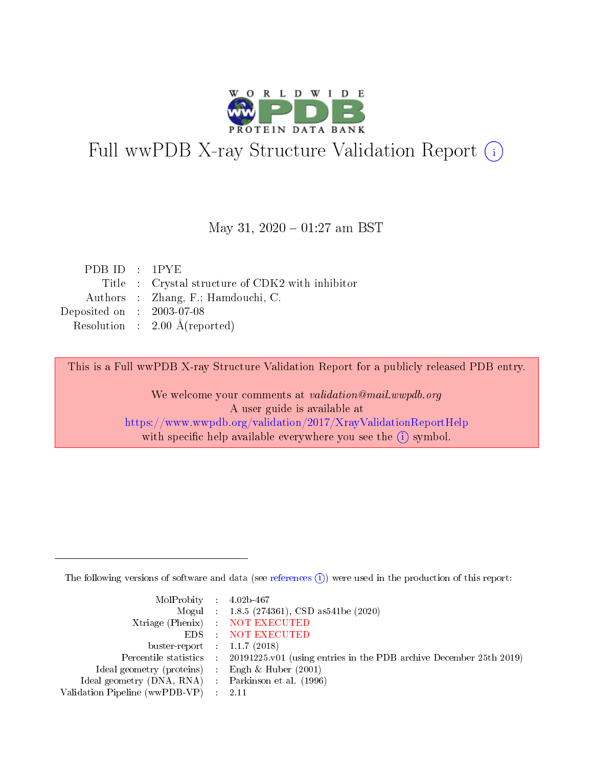# Full wwPDB X-ray Structure Validation Report (i)

May 31, 2020 – 01:27 am BST

| | | |
|---|---|---|
| PDB ID | : | 1PYE |
| Title | : | Crystal structure of CDK2 with inhibitor |
| Authors | : | Zhang, F.; Hamdouchi, C. |
| Deposited on | : | 2003-07-08 |
| Resolution | : | 2.00 Å(reported) |

This is a Full wwPDB X-ray Structure Validation Report for a publicly released PDB entry.

We welcome your comments at *validation@mail.wwpdb.org*
A user guide is available at
https://www.wwpdb.org/validation/2017/XrayValidationReportHelp
with specific help available everywhere you see the (i) symbol.

---

The following versions of software and data (see references (i)) were used in the production of this report:

| | | |
|---|---|---|
| MolProbity | : | 4.02b-467 |
| Mogul | : | 1.8.5 (274361), CSD as541be (2020) |
| Xtriage (Phenix) | : | NOT EXECUTED |
| EDS | : | NOT EXECUTED |
| buster-report | : | 1.1.7 (2018) |
| Percentile statistics | : | 20191225.v01 (using entries in the PDB archive December 25th 2019) |
| Ideal geometry (proteins) | : | Engh & Huber (2001) |
| Ideal geometry (DNA, RNA) | : | Parkinson et al. (1996) |
| Validation Pipeline (wwPDB-VP) | : | 2.11 |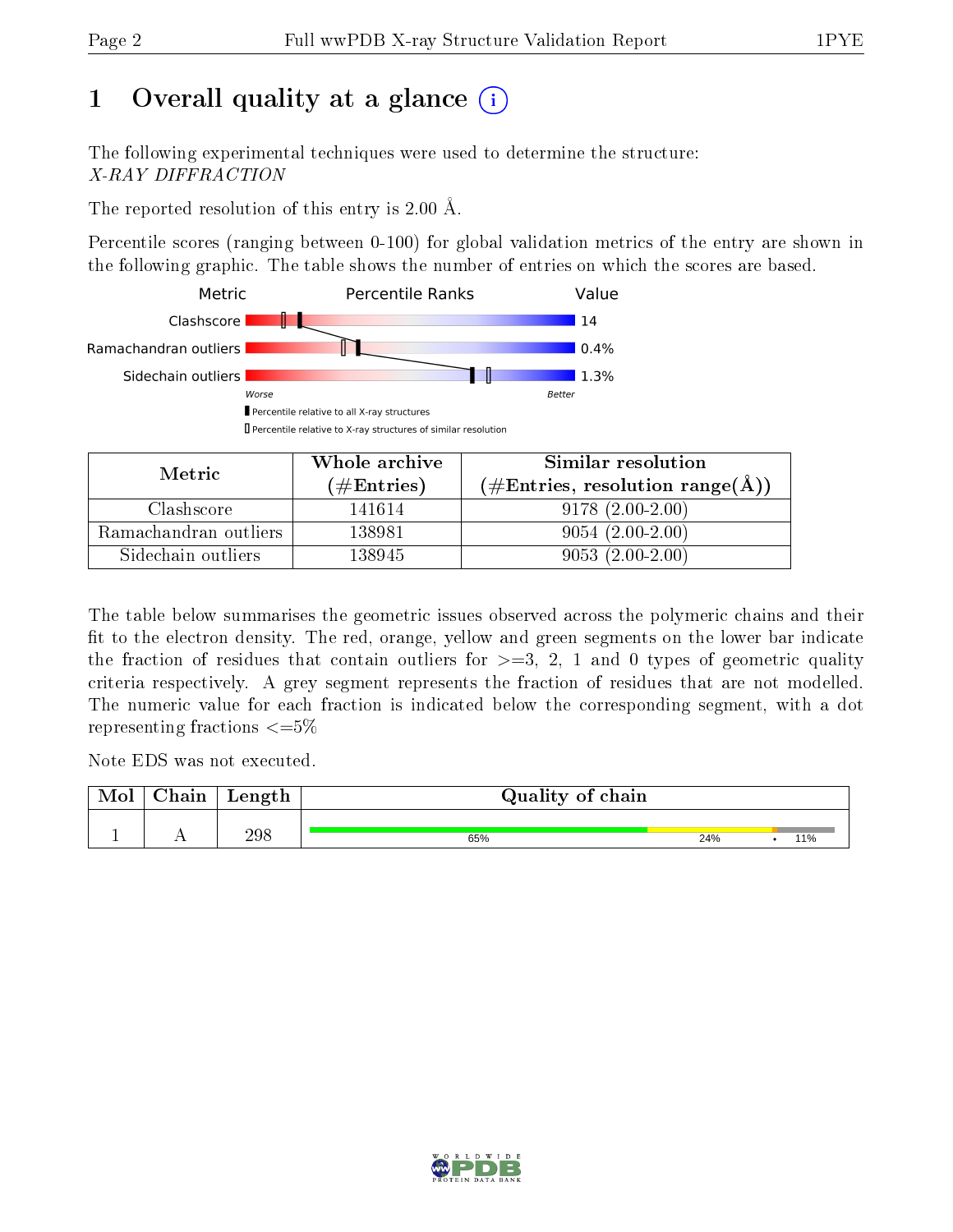# 1 Overall quality at a glance (i)

The following experimental techniques were used to determine the structure:
*X-RAY DIFFRACTION*

The reported resolution of this entry is 2.00 Å.

Percentile scores (ranging between 0-100) for global validation metrics of the entry are shown in the following graphic. The table shows the number of entries on which the scores are based.

| Metric | Value |
|---|---|
| Clashscore | 14 |
| Ramachandran outliers | 0.4% |
| Sidechain outliers | 1.3% |

Worse — Better

▮ Percentile relative to all X-ray structures
▯ Percentile relative to X-ray structures of similar resolution

| Metric | Whole archive (#Entries) | Similar resolution (#Entries, resolution range(Å)) |
|---|---|---|
| Clashscore | 141614 | 9178 (2.00-2.00) |
| Ramachandran outliers | 138981 | 9054 (2.00-2.00) |
| Sidechain outliers | 138945 | 9053 (2.00-2.00) |

The table below summarises the geometric issues observed across the polymeric chains and their fit to the electron density. The red, orange, yellow and green segments on the lower bar indicate the fraction of residues that contain outliers for >=3, 2, 1 and 0 types of geometric quality criteria respectively. A grey segment represents the fraction of residues that are not modelled. The numeric value for each fraction is indicated below the corresponding segment, with a dot representing fractions <=5%

Note EDS was not executed.

| Mol | Chain | Length | Quality of chain |
|---|---|---|---|
| 1 | A | 298 | 65% 24% • 11% |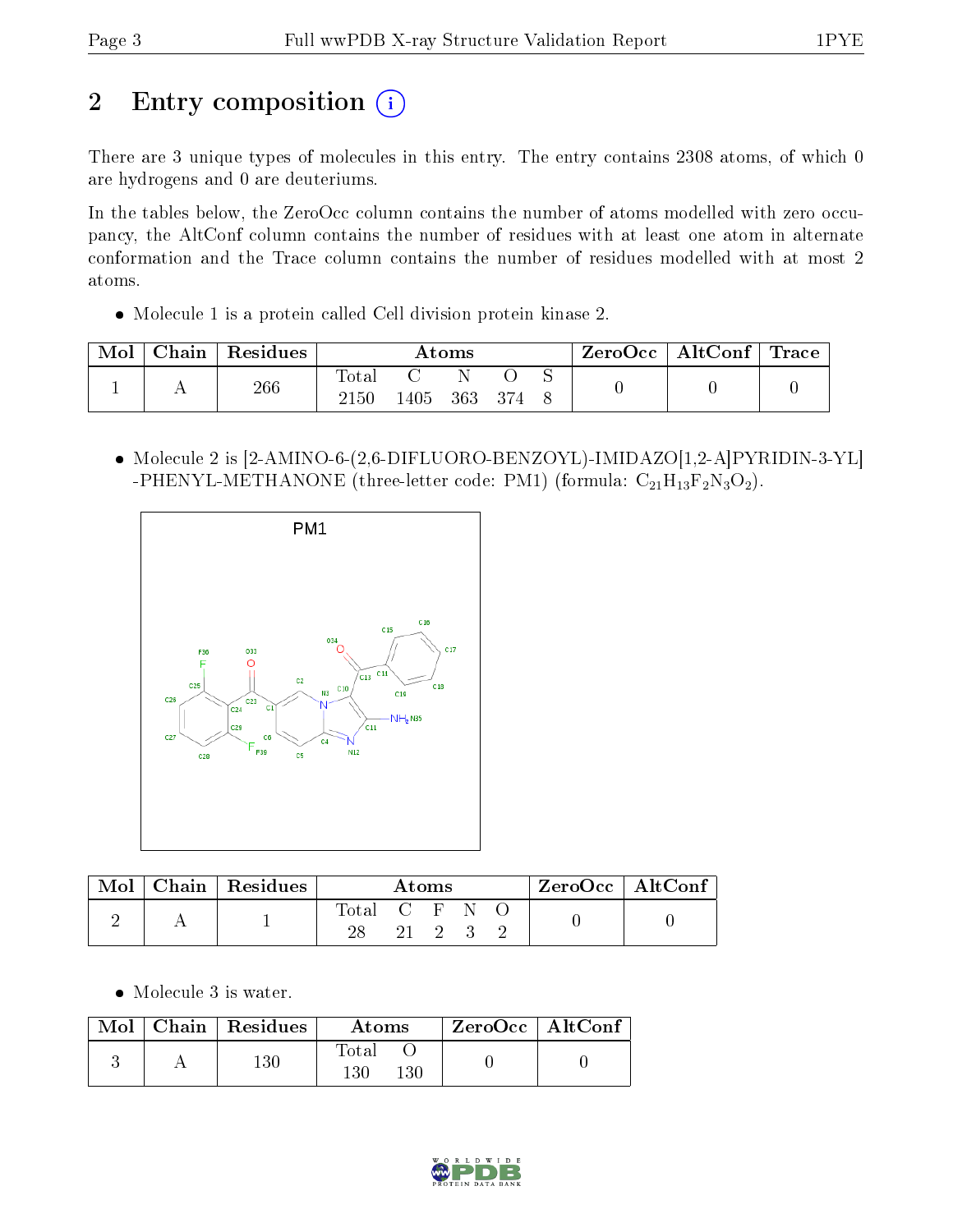# 2 Entry composition

There are 3 unique types of molecules in this entry. The entry contains 2308 atoms, of which 0 are hydrogens and 0 are deuteriums.

In the tables below, the ZeroOcc column contains the number of atoms modelled with zero occupancy, the AltConf column contains the number of residues with at least one atom in alternate conformation and the Trace column contains the number of residues modelled with at most 2 atoms.

- Molecule 1 is a protein called Cell division protein kinase 2.

| Mol | Chain | Residues | Atoms | | | | | ZeroOcc | AltConf | Trace |
|---|---|---|---|---|---|---|---|---|---|---|
| 1 | A | 266 | Total<br>2150 | C<br>1405 | N<br>363 | O<br>374 | S<br>8 | 0 | 0 | 0 |

- Molecule 2 is [2-AMINO-6-(2,6-DIFLUORO-BENZOYL)-IMIDAZO[1,2-A]PYRIDIN-3-YL]-PHENYL-METHANONE (three-letter code: PM1) (formula: $C_{21}H_{13}F_2N_3O_2$).

| Mol | Chain | Residues | Atoms | | | | | ZeroOcc | AltConf |
|---|---|---|---|---|---|---|---|---|---|
| 2 | A | 1 | Total<br>28 | C<br>21 | F<br>2 | N<br>3 | O<br>2 | 0 | 0 |

- Molecule 3 is water.

| Mol | Chain | Residues | Atoms | | ZeroOcc | AltConf |
|---|---|---|---|---|---|---|
| 3 | A | 130 | Total<br>130 | O<br>130 | 0 | 0 |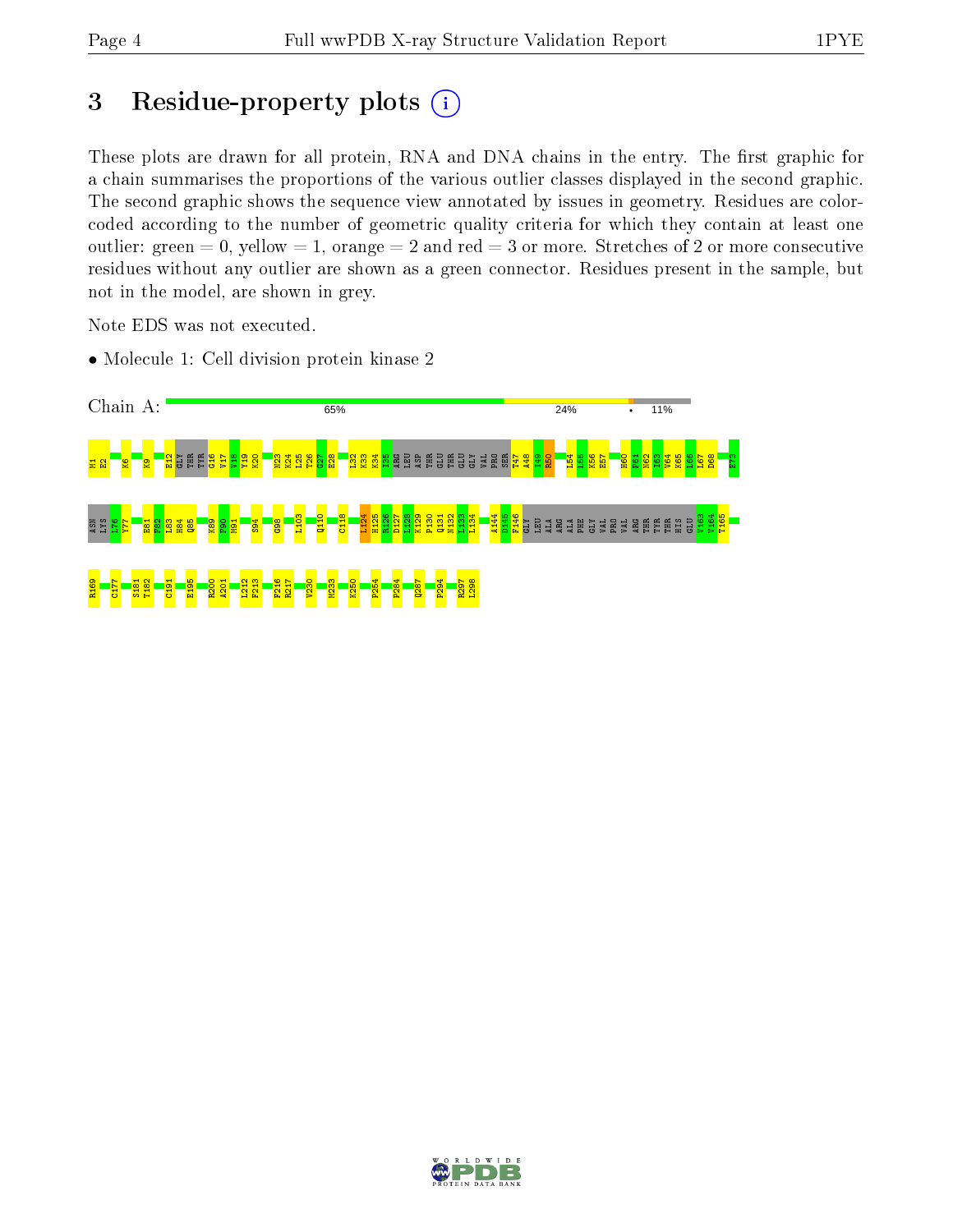# 3 Residue-property plots

These plots are drawn for all protein, RNA and DNA chains in the entry. The first graphic for a chain summarises the proportions of the various outlier classes displayed in the second graphic. The second graphic shows the sequence view annotated by issues in geometry. Residues are color-coded according to the number of geometric quality criteria for which they contain at least one outlier: green = 0, yellow = 1, orange = 2 and red = 3 or more. Stretches of 2 or more consecutive residues without any outlier are shown as a green connector. Residues present in the sample, but not in the model, are shown in grey.

Note EDS was not executed.

- Molecule 1: Cell division protein kinase 2

Chain A: 65% | 24% | • | 11%

M1 E2 K6 K9 E12 GLY THR TYR G16 V17 V18 Y19 K20 N23 K24 L25 T26 G27 E28 L32 K33 K34 I35 ARG LEU ASP THR GLU THR GLU GLY VAL PRO SER T47 A48 I49 R50 L54 I55 K56 E57 H60 P61 N62 I63 V64 K65 L66 L67 D68 E73

ASN LYS L76 Y77 E81 F82 L83 H84 Q85 K89 F90 M91 S94 G98 L103 Q110 C118 L124 H125 R126 D127 L128 K129 P130 Q131 N132 L133 L134 A144 D145 F146 GLY LEU ALA ARG ALA PHE GLY VAL PRO VAL ARG THR TYR THR HIS GLU V163 V164 T165

R169 C177 S181 T182 C191 E195 R200 A201 L212 F213 F216 R217 V230 M233 K250 P254 P284 Q287 F294 R297 L298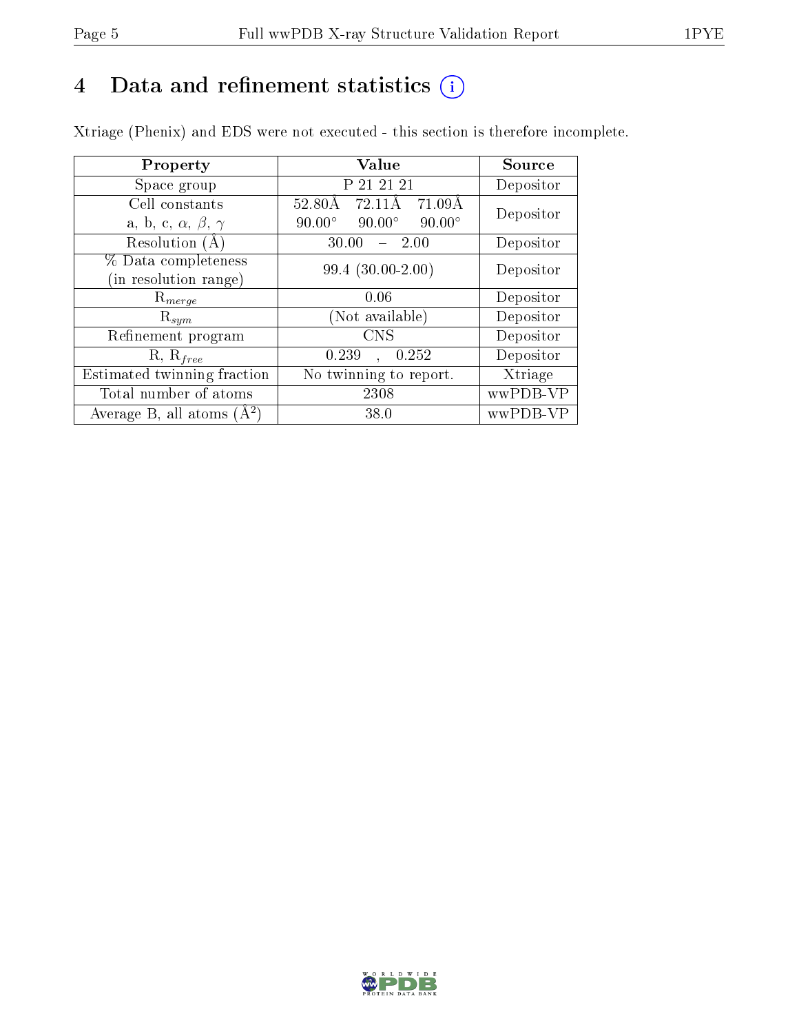# 4 Data and refinement statistics ⓘ

Xtriage (Phenix) and EDS were not executed - this section is therefore incomplete.

| Property | Value | Source |
|---|---|---|
| Space group | P 21 21 21 | Depositor |
| Cell constants<br>a, b, c, $\alpha$, $\beta$, $\gamma$ | 52.80Å 72.11Å 71.09Å<br>90.00° 90.00° 90.00° | Depositor |
| Resolution (Å) | 30.00 – 2.00 | Depositor |
| % Data completeness<br>(in resolution range) | 99.4 (30.00-2.00) | Depositor |
| $R_{merge}$ | 0.06 | Depositor |
| $R_{sym}$ | (Not available) | Depositor |
| Refinement program | CNS | Depositor |
| R, $R_{free}$ | 0.239 , 0.252 | Depositor |
| Estimated twinning fraction | No twinning to report. | Xtriage |
| Total number of atoms | 2308 | wwPDB-VP |
| Average B, all atoms (Å$^2$) | 38.0 | wwPDB-VP |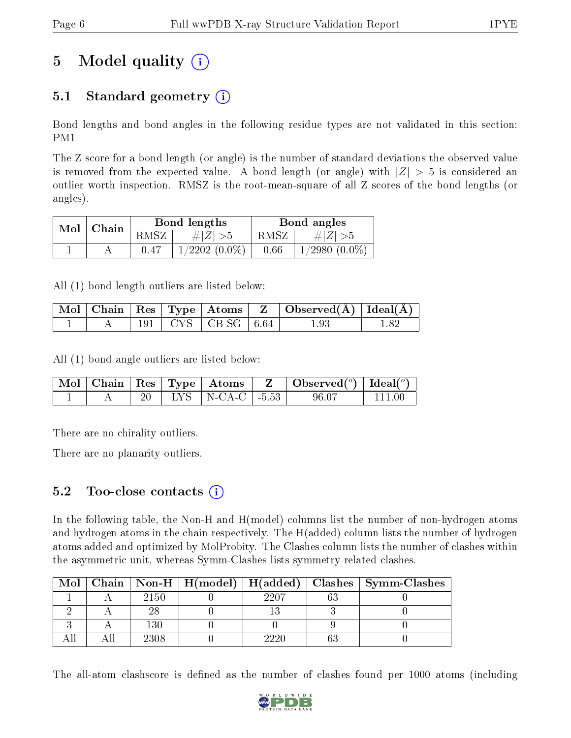# 5 Model quality

## 5.1 Standard geometry

Bond lengths and bond angles in the following residue types are not validated in this section: PM1

The Z score for a bond length (or angle) is the number of standard deviations the observed value is removed from the expected value. A bond length (or angle) with $|Z| > 5$ is considered an outlier worth inspection. RMSZ is the root-mean-square of all Z scores of the bond lengths (or angles).

| Mol | Chain | Bond lengths | | Bond angles | |
|---|---|---|---|---|---|
| | | RMSZ | $\#\|Z\| > 5$ | RMSZ | $\#\|Z\| > 5$ |
| 1 | A | 0.47 | 1/2202 (0.0%) | 0.66 | 1/2980 (0.0%) |

All (1) bond length outliers are listed below:

| Mol | Chain | Res | Type | Atoms | Z | Observed(Å) | Ideal(Å) |
|---|---|---|---|---|---|---|---|
| 1 | A | 191 | CYS | CB-SG | 6.64 | 1.93 | 1.82 |

All (1) bond angle outliers are listed below:

| Mol | Chain | Res | Type | Atoms | Z | Observed($^o$) | Ideal($^o$) |
|---|---|---|---|---|---|---|---|
| 1 | A | 20 | LYS | N-CA-C | -5.53 | 96.07 | 111.00 |

There are no chirality outliers.

There are no planarity outliers.

## 5.2 Too-close contacts

In the following table, the Non-H and H(model) columns list the number of non-hydrogen atoms and hydrogen atoms in the chain respectively. The H(added) column lists the number of hydrogen atoms added and optimized by MolProbity. The Clashes column lists the number of clashes within the asymmetric unit, whereas Symm-Clashes lists symmetry related clashes.

| Mol | Chain | Non-H | H(model) | H(added) | Clashes | Symm-Clashes |
|---|---|---|---|---|---|---|
| 1 | A | 2150 | 0 | 2207 | 63 | 0 |
| 2 | A | 28 | 0 | 13 | 3 | 0 |
| 3 | A | 130 | 0 | 0 | 9 | 0 |
| All | All | 2308 | 0 | 2220 | 63 | 0 |

The all-atom clashscore is defined as the number of clashes found per 1000 atoms (including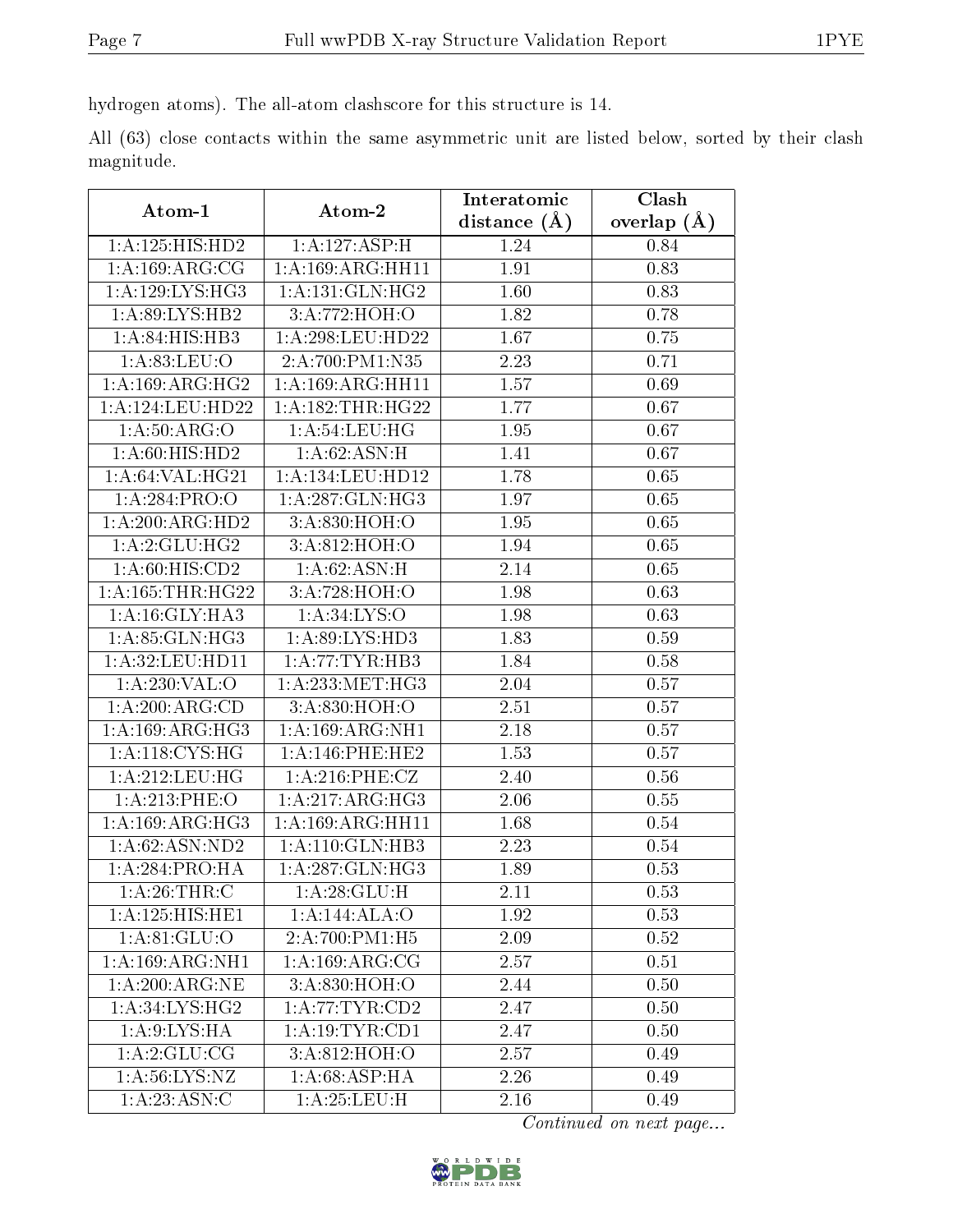hydrogen atoms). The all-atom clashscore for this structure is 14.

All (63) close contacts within the same asymmetric unit are listed below, sorted by their clash magnitude.

| Atom-1 | Atom-2 | Interatomic distance (Å) | Clash overlap (Å) |
|---|---|---|---|
| 1:A:125:HIS:HD2 | 1:A:127:ASP:H | 1.24 | 0.84 |
| 1:A:169:ARG:CG | 1:A:169:ARG:HH11 | 1.91 | 0.83 |
| 1:A:129:LYS:HG3 | 1:A:131:GLN:HG2 | 1.60 | 0.83 |
| 1:A:89:LYS:HB2 | 3:A:772:HOH:O | 1.82 | 0.78 |
| 1:A:84:HIS:HB3 | 1:A:298:LEU:HD22 | 1.67 | 0.75 |
| 1:A:83:LEU:O | 2:A:700:PM1:N35 | 2.23 | 0.71 |
| 1:A:169:ARG:HG2 | 1:A:169:ARG:HH11 | 1.57 | 0.69 |
| 1:A:124:LEU:HD22 | 1:A:182:THR:HG22 | 1.77 | 0.67 |
| 1:A:50:ARG:O | 1:A:54:LEU:HG | 1.95 | 0.67 |
| 1:A:60:HIS:HD2 | 1:A:62:ASN:H | 1.41 | 0.67 |
| 1:A:64:VAL:HG21 | 1:A:134:LEU:HD12 | 1.78 | 0.65 |
| 1:A:284:PRO:O | 1:A:287:GLN:HG3 | 1.97 | 0.65 |
| 1:A:200:ARG:HD2 | 3:A:830:HOH:O | 1.95 | 0.65 |
| 1:A:2:GLU:HG2 | 3:A:812:HOH:O | 1.94 | 0.65 |
| 1:A:60:HIS:CD2 | 1:A:62:ASN:H | 2.14 | 0.65 |
| 1:A:165:THR:HG22 | 3:A:728:HOH:O | 1.98 | 0.63 |
| 1:A:16:GLY:HA3 | 1:A:34:LYS:O | 1.98 | 0.63 |
| 1:A:85:GLN:HG3 | 1:A:89:LYS:HD3 | 1.83 | 0.59 |
| 1:A:32:LEU:HD11 | 1:A:77:TYR:HB3 | 1.84 | 0.58 |
| 1:A:230:VAL:O | 1:A:233:MET:HG3 | 2.04 | 0.57 |
| 1:A:200:ARG:CD | 3:A:830:HOH:O | 2.51 | 0.57 |
| 1:A:169:ARG:HG3 | 1:A:169:ARG:NH1 | 2.18 | 0.57 |
| 1:A:118:CYS:HG | 1:A:146:PHE:HE2 | 1.53 | 0.57 |
| 1:A:212:LEU:HG | 1:A:216:PHE:CZ | 2.40 | 0.56 |
| 1:A:213:PHE:O | 1:A:217:ARG:HG3 | 2.06 | 0.55 |
| 1:A:169:ARG:HG3 | 1:A:169:ARG:HH11 | 1.68 | 0.54 |
| 1:A:62:ASN:ND2 | 1:A:110:GLN:HB3 | 2.23 | 0.54 |
| 1:A:284:PRO:HA | 1:A:287:GLN:HG3 | 1.89 | 0.53 |
| 1:A:26:THR:C | 1:A:28:GLU:H | 2.11 | 0.53 |
| 1:A:125:HIS:HE1 | 1:A:144:ALA:O | 1.92 | 0.53 |
| 1:A:81:GLU:O | 2:A:700:PM1:H5 | 2.09 | 0.52 |
| 1:A:169:ARG:NH1 | 1:A:169:ARG:CG | 2.57 | 0.51 |
| 1:A:200:ARG:NE | 3:A:830:HOH:O | 2.44 | 0.50 |
| 1:A:34:LYS:HG2 | 1:A:77:TYR:CD2 | 2.47 | 0.50 |
| 1:A:9:LYS:HA | 1:A:19:TYR:CD1 | 2.47 | 0.50 |
| 1:A:2:GLU:CG | 3:A:812:HOH:O | 2.57 | 0.49 |
| 1:A:56:LYS:NZ | 1:A:68:ASP:HA | 2.26 | 0.49 |
| 1:A:23:ASN:C | 1:A:25:LEU:H | 2.16 | 0.49 |

*Continued on next page...*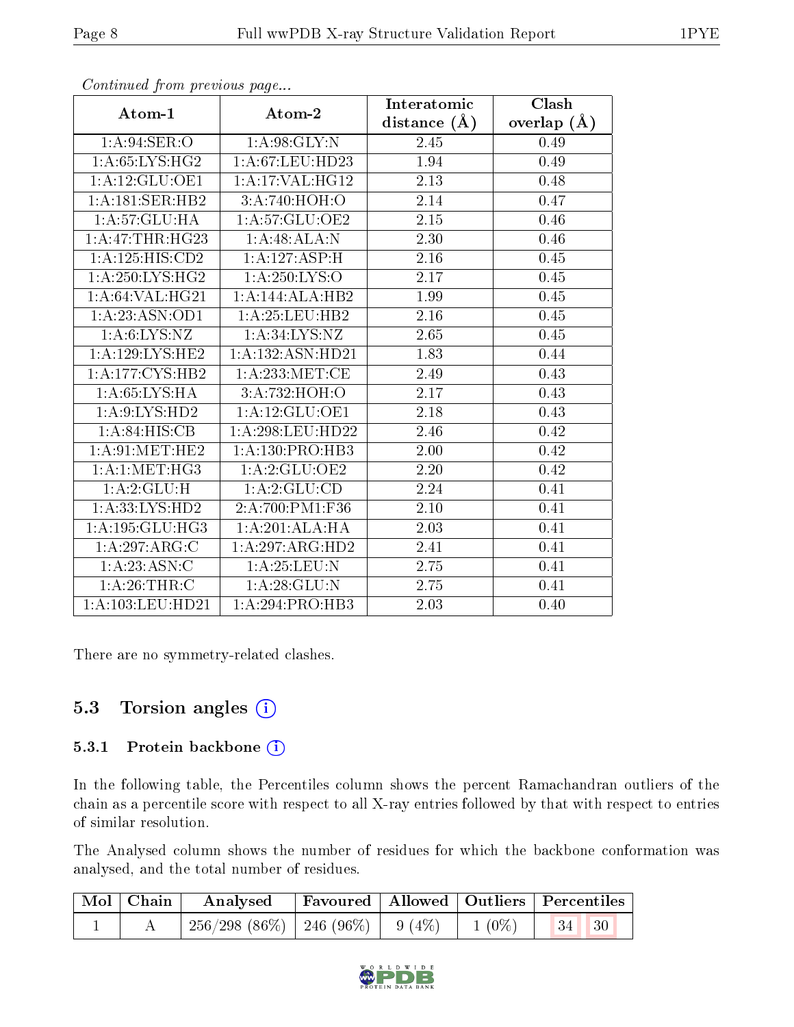*Continued from previous page...*

| Atom-1 | Atom-2 | Interatomic distance (Å) | Clash overlap (Å) |
|---|---|---|---|
| 1:A:94:SER:O | 1:A:98:GLY:N | 2.45 | 0.49 |
| 1:A:65:LYS:HG2 | 1:A:67:LEU:HD23 | 1.94 | 0.49 |
| 1:A:12:GLU:OE1 | 1:A:17:VAL:HG12 | 2.13 | 0.48 |
| 1:A:181:SER:HB2 | 3:A:740:HOH:O | 2.14 | 0.47 |
| 1:A:57:GLU:HA | 1:A:57:GLU:OE2 | 2.15 | 0.46 |
| 1:A:47:THR:HG23 | 1:A:48:ALA:N | 2.30 | 0.46 |
| 1:A:125:HIS:CD2 | 1:A:127:ASP:H | 2.16 | 0.45 |
| 1:A:250:LYS:HG2 | 1:A:250:LYS:O | 2.17 | 0.45 |
| 1:A:64:VAL:HG21 | 1:A:144:ALA:HB2 | 1.99 | 0.45 |
| 1:A:23:ASN:OD1 | 1:A:25:LEU:HB2 | 2.16 | 0.45 |
| 1:A:6:LYS:NZ | 1:A:34:LYS:NZ | 2.65 | 0.45 |
| 1:A:129:LYS:HE2 | 1:A:132:ASN:HD21 | 1.83 | 0.44 |
| 1:A:177:CYS:HB2 | 1:A:233:MET:CE | 2.49 | 0.43 |
| 1:A:65:LYS:HA | 3:A:732:HOH:O | 2.17 | 0.43 |
| 1:A:9:LYS:HD2 | 1:A:12:GLU:OE1 | 2.18 | 0.43 |
| 1:A:84:HIS:CB | 1:A:298:LEU:HD22 | 2.46 | 0.42 |
| 1:A:91:MET:HE2 | 1:A:130:PRO:HB3 | 2.00 | 0.42 |
| 1:A:1:MET:HG3 | 1:A:2:GLU:OE2 | 2.20 | 0.42 |
| 1:A:2:GLU:H | 1:A:2:GLU:CD | 2.24 | 0.41 |
| 1:A:33:LYS:HD2 | 2:A:700:PM1:F36 | 2.10 | 0.41 |
| 1:A:195:GLU:HG3 | 1:A:201:ALA:HA | 2.03 | 0.41 |
| 1:A:297:ARG:C | 1:A:297:ARG:HD2 | 2.41 | 0.41 |
| 1:A:23:ASN:C | 1:A:25:LEU:N | 2.75 | 0.41 |
| 1:A:26:THR:C | 1:A:28:GLU:N | 2.75 | 0.41 |
| 1:A:103:LEU:HD21 | 1:A:294:PRO:HB3 | 2.03 | 0.40 |

There are no symmetry-related clashes.

## 5.3 Torsion angles

### 5.3.1 Protein backbone

In the following table, the Percentiles column shows the percent Ramachandran outliers of the chain as a percentile score with respect to all X-ray entries followed by that with respect to entries of similar resolution.

The Analysed column shows the number of residues for which the backbone conformation was analysed, and the total number of residues.

| Mol | Chain | Analysed | Favoured | Allowed | Outliers | Percentiles | |
|---|---|---|---|---|---|---|---|
| 1 | A | 256/298 (86%) | 246 (96%) | 9 (4%) | 1 (0%) | 34 | 30 |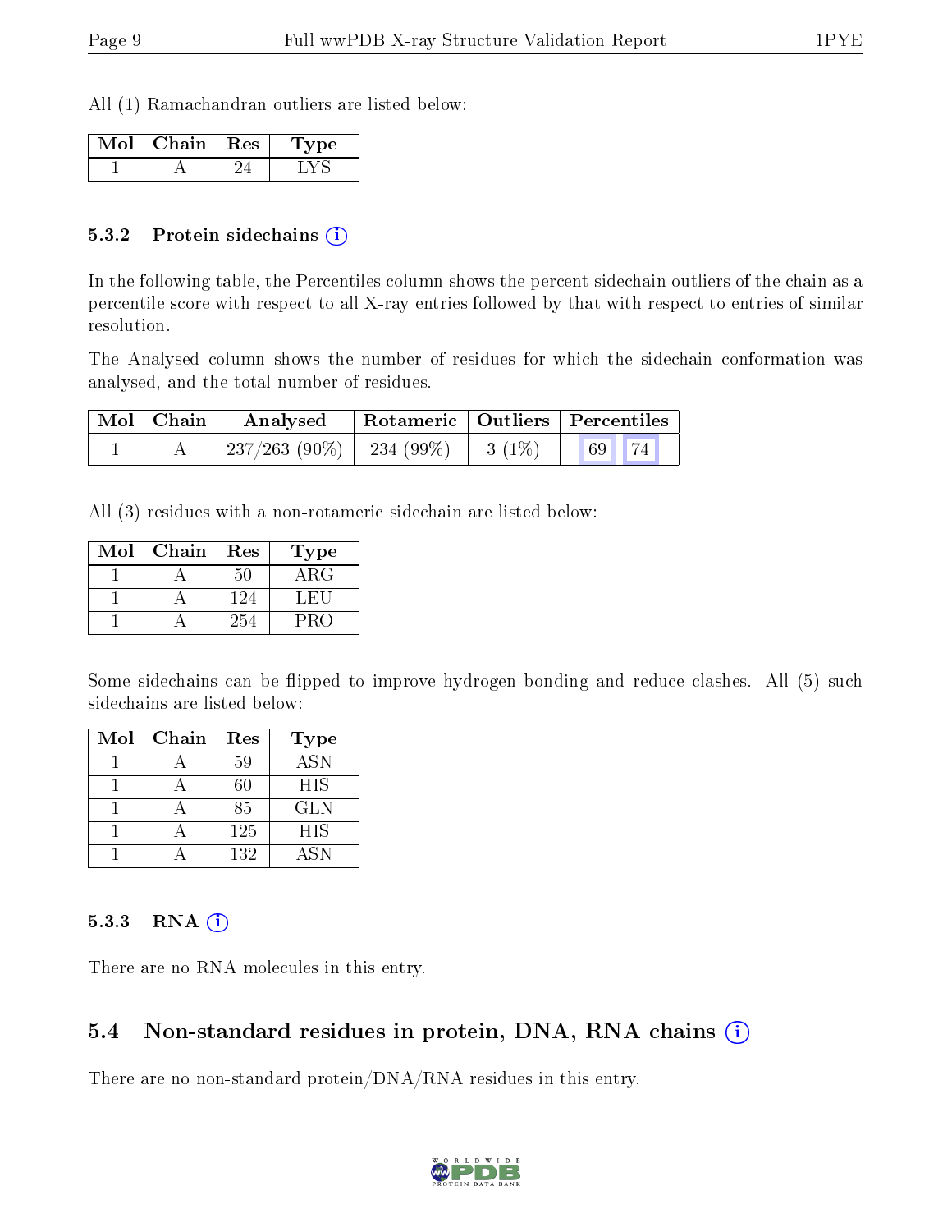All (1) Ramachandran outliers are listed below:

| Mol | Chain | Res | Type |
|---|---|---|---|
| 1 | A | 24 | LYS |

### 5.3.2 Protein sidechains

In the following table, the Percentiles column shows the percent sidechain outliers of the chain as a percentile score with respect to all X-ray entries followed by that with respect to entries of similar resolution.

The Analysed column shows the number of residues for which the sidechain conformation was analysed, and the total number of residues.

| Mol | Chain | Analysed | Rotameric | Outliers | Percentiles |
|---|---|---|---|---|---|
| 1 | A | 237/263 (90%) | 234 (99%) | 3 (1%) | 69 74 |

All (3) residues with a non-rotameric sidechain are listed below:

| Mol | Chain | Res | Type |
|---|---|---|---|
| 1 | A | 50 | ARG |
| 1 | A | 124 | LEU |
| 1 | A | 254 | PRO |

Some sidechains can be flipped to improve hydrogen bonding and reduce clashes. All (5) such sidechains are listed below:

| Mol | Chain | Res | Type |
|---|---|---|---|
| 1 | A | 59 | ASN |
| 1 | A | 60 | HIS |
| 1 | A | 85 | GLN |
| 1 | A | 125 | HIS |
| 1 | A | 132 | ASN |

### 5.3.3 RNA

There are no RNA molecules in this entry.

## 5.4 Non-standard residues in protein, DNA, RNA chains

There are no non-standard protein/DNA/RNA residues in this entry.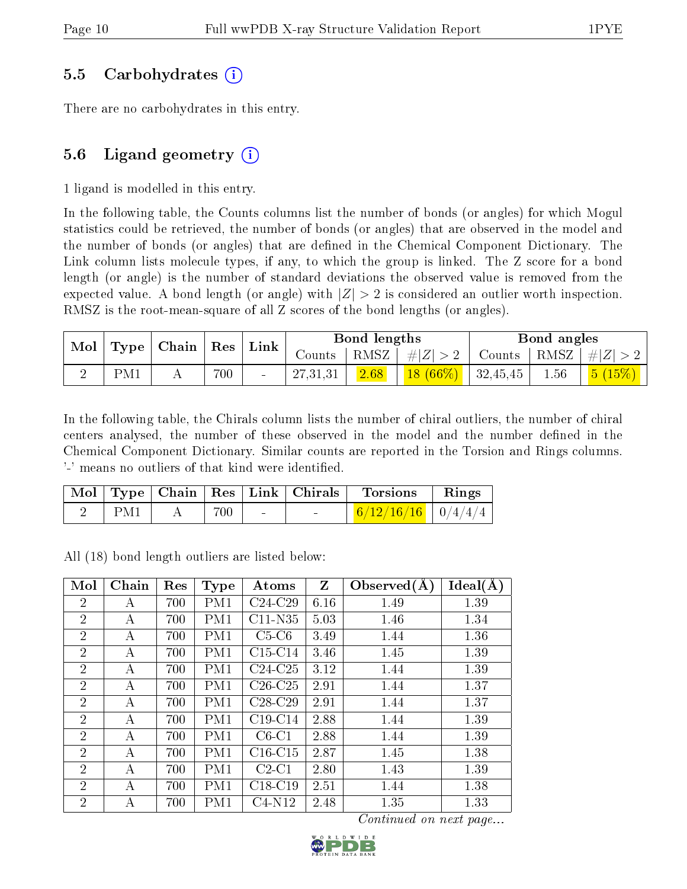### 5.5 Carbohydrates (i)

There are no carbohydrates in this entry.

### 5.6 Ligand geometry (i)

1 ligand is modelled in this entry.

In the following table, the Counts columns list the number of bonds (or angles) for which Mogul statistics could be retrieved, the number of bonds (or angles) that are observed in the model and the number of bonds (or angles) that are defined in the Chemical Component Dictionary. The Link column lists molecule types, if any, to which the group is linked. The Z score for a bond length (or angle) is the number of standard deviations the observed value is removed from the expected value. A bond length (or angle) with $|Z| > 2$ is considered an outlier worth inspection. RMSZ is the root-mean-square of all Z scores of the bond lengths (or angles).

| Mol | Type | Chain | Res | Link | Bond lengths | | | Bond angles | | |
|---|---|---|---|---|---|---|---|---|---|---|
| | | | | | Counts | RMSZ | $\#\|Z\| > 2$ | Counts | RMSZ | $\#\|Z\| > 2$ |
| 2 | PM1 | A | 700 | - | 27,31,31 | 2.68 | 18 (66%) | 32,45,45 | 1.56 | 5 (15%) |

In the following table, the Chirals column lists the number of chiral outliers, the number of chiral centers analysed, the number of these observed in the model and the number defined in the Chemical Component Dictionary. Similar counts are reported in the Torsion and Rings columns. '-' means no outliers of that kind were identified.

| Mol | Type | Chain | Res | Link | Chirals | Torsions | Rings |
|---|---|---|---|---|---|---|---|
| 2 | PM1 | A | 700 | - | - | 6/12/16/16 | 0/4/4/4 |

All (18) bond length outliers are listed below:

| Mol | Chain | Res | Type | Atoms | Z | Observed(Å) | Ideal(Å) |
|---|---|---|---|---|---|---|---|
| 2 | A | 700 | PM1 | C24-C29 | 6.16 | 1.49 | 1.39 |
| 2 | A | 700 | PM1 | C11-N35 | 5.03 | 1.46 | 1.34 |
| 2 | A | 700 | PM1 | C5-C6 | 3.49 | 1.44 | 1.36 |
| 2 | A | 700 | PM1 | C15-C14 | 3.46 | 1.45 | 1.39 |
| 2 | A | 700 | PM1 | C24-C25 | 3.12 | 1.44 | 1.39 |
| 2 | A | 700 | PM1 | C26-C25 | 2.91 | 1.44 | 1.37 |
| 2 | A | 700 | PM1 | C28-C29 | 2.91 | 1.44 | 1.37 |
| 2 | A | 700 | PM1 | C19-C14 | 2.88 | 1.44 | 1.39 |
| 2 | A | 700 | PM1 | C6-C1 | 2.88 | 1.44 | 1.39 |
| 2 | A | 700 | PM1 | C16-C15 | 2.87 | 1.45 | 1.38 |
| 2 | A | 700 | PM1 | C2-C1 | 2.80 | 1.43 | 1.39 |
| 2 | A | 700 | PM1 | C18-C19 | 2.51 | 1.44 | 1.38 |
| 2 | A | 700 | PM1 | C4-N12 | 2.48 | 1.35 | 1.33 |

*Continued on next page...*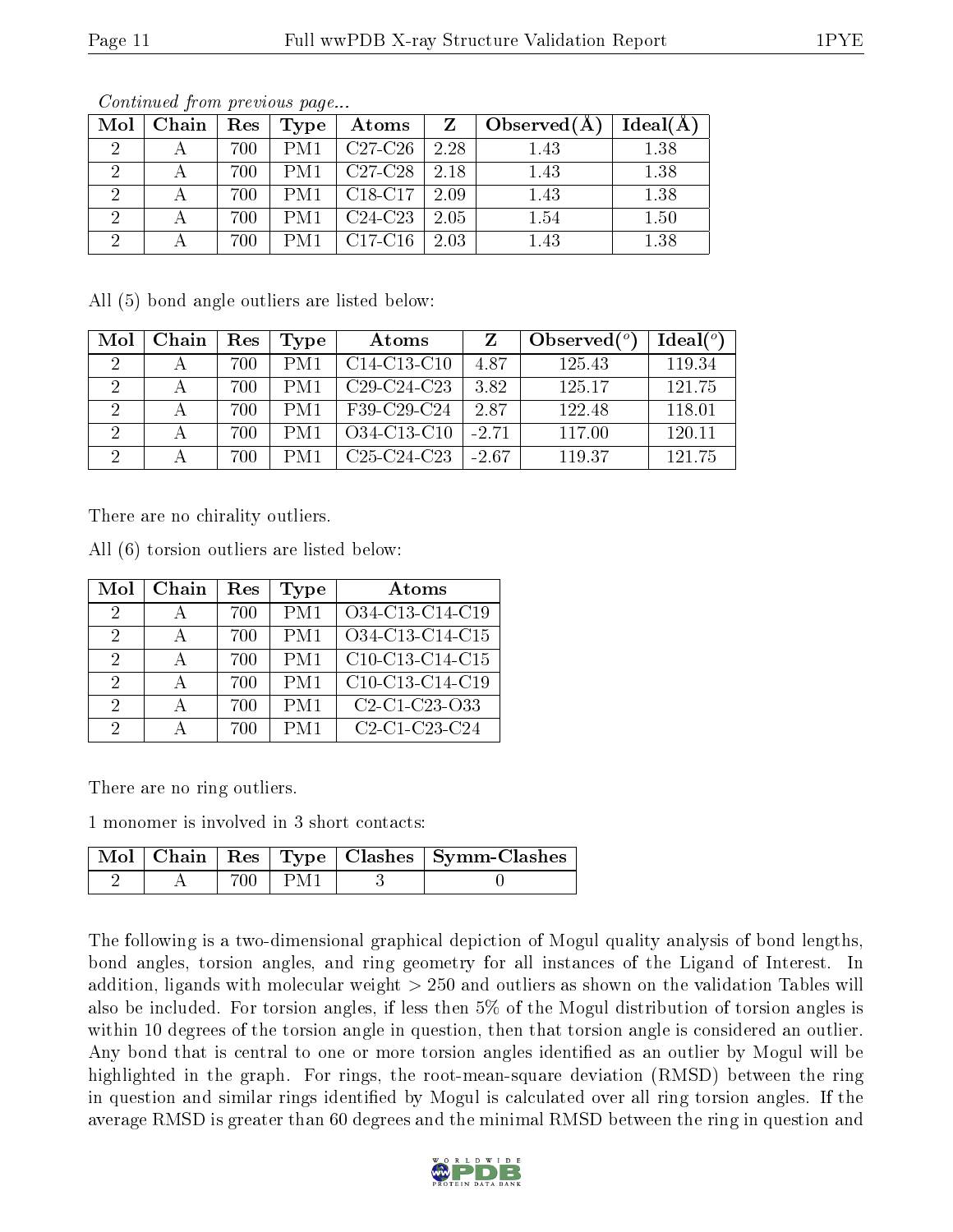*Continued from previous page...*

| Mol | Chain | Res | Type | Atoms | Z | Observed(Å) | Ideal(Å) |
|---|---|---|---|---|---|---|---|
| 2 | A | 700 | PM1 | C27-C26 | 2.28 | 1.43 | 1.38 |
| 2 | A | 700 | PM1 | C27-C28 | 2.18 | 1.43 | 1.38 |
| 2 | A | 700 | PM1 | C18-C17 | 2.09 | 1.43 | 1.38 |
| 2 | A | 700 | PM1 | C24-C23 | 2.05 | 1.54 | 1.50 |
| 2 | A | 700 | PM1 | C17-C16 | 2.03 | 1.43 | 1.38 |

All (5) bond angle outliers are listed below:

| Mol | Chain | Res | Type | Atoms | Z | Observed(°) | Ideal(°) |
|---|---|---|---|---|---|---|---|
| 2 | A | 700 | PM1 | C14-C13-C10 | 4.87 | 125.43 | 119.34 |
| 2 | A | 700 | PM1 | C29-C24-C23 | 3.82 | 125.17 | 121.75 |
| 2 | A | 700 | PM1 | F39-C29-C24 | 2.87 | 122.48 | 118.01 |
| 2 | A | 700 | PM1 | O34-C13-C10 | -2.71 | 117.00 | 120.11 |
| 2 | A | 700 | PM1 | C25-C24-C23 | -2.67 | 119.37 | 121.75 |

There are no chirality outliers.

All (6) torsion outliers are listed below:

| Mol | Chain | Res | Type | Atoms |
|---|---|---|---|---|
| 2 | A | 700 | PM1 | O34-C13-C14-C19 |
| 2 | A | 700 | PM1 | O34-C13-C14-C15 |
| 2 | A | 700 | PM1 | C10-C13-C14-C15 |
| 2 | A | 700 | PM1 | C10-C13-C14-C19 |
| 2 | A | 700 | PM1 | C2-C1-C23-O33 |
| 2 | A | 700 | PM1 | C2-C1-C23-C24 |

There are no ring outliers.

1 monomer is involved in 3 short contacts:

| Mol | Chain | Res | Type | Clashes | Symm-Clashes |
|---|---|---|---|---|---|
| 2 | A | 700 | PM1 | 3 | 0 |

The following is a two-dimensional graphical depiction of Mogul quality analysis of bond lengths, bond angles, torsion angles, and ring geometry for all instances of the Ligand of Interest. In addition, ligands with molecular weight > 250 and outliers as shown on the validation Tables will also be included. For torsion angles, if less then 5% of the Mogul distribution of torsion angles is within 10 degrees of the torsion angle in question, then that torsion angle is considered an outlier. Any bond that is central to one or more torsion angles identified as an outlier by Mogul will be highlighted in the graph. For rings, the root-mean-square deviation (RMSD) between the ring in question and similar rings identified by Mogul is calculated over all ring torsion angles. If the average RMSD is greater than 60 degrees and the minimal RMSD between the ring in question and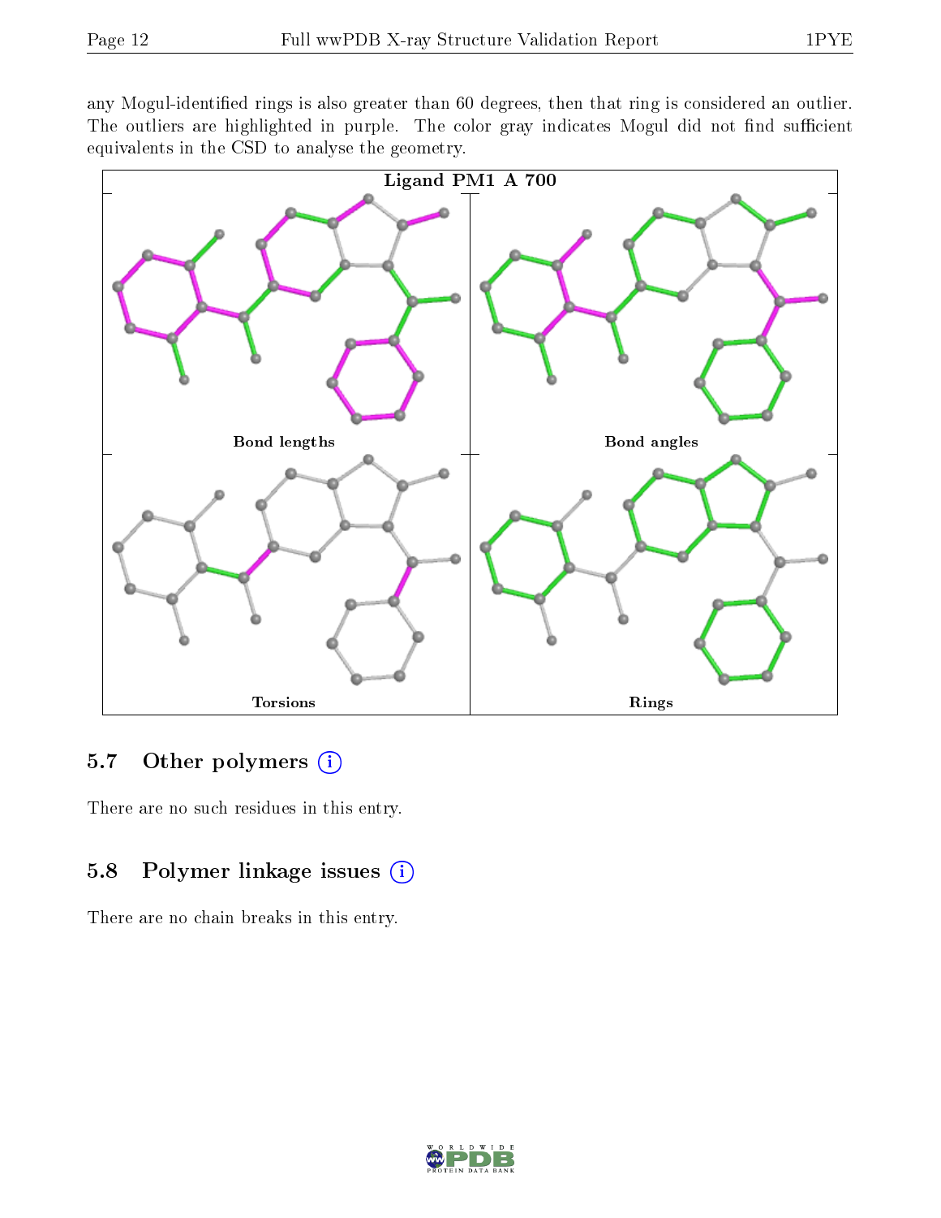any Mogul-identified rings is also greater than 60 degrees, then that ring is considered an outlier. The outliers are highlighted in purple. The color gray indicates Mogul did not find sufficient equivalents in the CSD to analyse the geometry.

Ligand PM1 A 700

Bond lengths

Bond angles

Torsions

Rings

## 5.7 Other polymers

There are no such residues in this entry.

## 5.8 Polymer linkage issues

There are no chain breaks in this entry.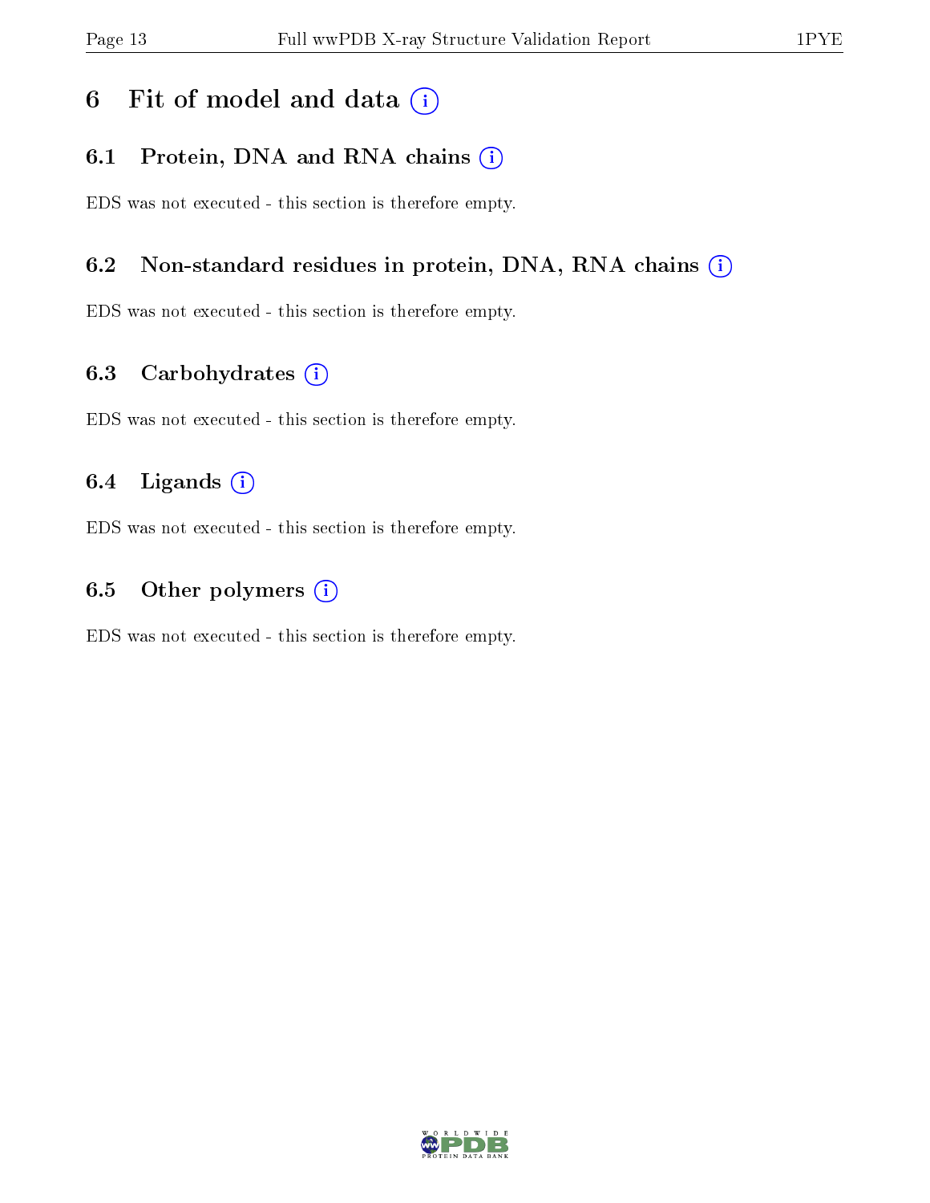# 6 Fit of model and data

## 6.1 Protein, DNA and RNA chains

EDS was not executed - this section is therefore empty.

## 6.2 Non-standard residues in protein, DNA, RNA chains

EDS was not executed - this section is therefore empty.

## 6.3 Carbohydrates

EDS was not executed - this section is therefore empty.

## 6.4 Ligands

EDS was not executed - this section is therefore empty.

## 6.5 Other polymers

EDS was not executed - this section is therefore empty.